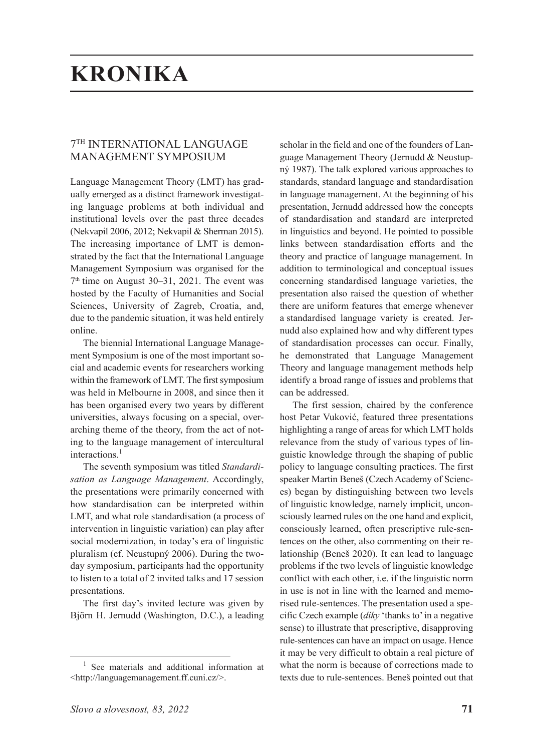# KRONIKA

## 7TH INTERNATIONAL LANGUAGE MANAGEMENT SYMPOSIUM

Language Management Theory (LMT) has gradually emerged as a distinct framework investigating language problems at both individual and institutional levels over the past three decades (Nekvapil 2006, 2012; Nekvapil & Sherman 2015). The increasing importance of LMT is demonstrated by the fact that the International Language Management Symposium was organised for the 7th time on August 30–31, 2021. The event was hosted by the Faculty of Humanities and Social Sciences, University of Zagreb, Croatia, and, due to the pandemic situation, it was held entirely online.

The biennial International Language Management Symposium is one of the most important social and academic events for researchers working within the framework of LMT. The first symposium was held in Melbourne in 2008, and since then it has been organised every two years by different universities, always focusing on a special, overarching theme of the theory, from the act of noting to the language management of intercultural interactions.[1]

The seventh symposium was titled *Standardisation as Language Management*. Accordingly, the presentations were primarily concerned with how standardisation can be interpreted within LMT, and what role standardisation (a process of intervention in linguistic variation) can play after social modernization, in today's era of linguistic pluralism (cf. Neustupný 2006). During the two-day symposium, participants had the opportunity to listen to a total of 2 invited talks and 17 session presentations.

The first day's invited lecture was given by Björn H. Jernudd (Washington, D.C.), a leading scholar in the field and one of the founders of Language Management Theory (Jernudd & Neustupný 1987). The talk explored various approaches to standards, standard language and standardisation in language management. At the beginning of his presentation, Jernudd addressed how the concepts of standardisation and standard are interpreted in linguistics and beyond. He pointed to possible links between standardisation efforts and the theory and practice of language management. In addition to terminological and conceptual issues concerning standardised language varieties, the presentation also raised the question of whether there are uniform features that emerge whenever a standardised language variety is created. Jernudd also explained how and why different types of standardisation processes can occur. Finally, he demonstrated that Language Management Theory and language management methods help identify a broad range of issues and problems that can be addressed.

The first session, chaired by the conference host Petar Vuković, featured three presentations highlighting a range of areas for which LMT holds relevance from the study of various types of linguistic knowledge through the shaping of public policy to language consulting practices. The first speaker Martin Beneš (Czech Academy of Sciences) began by distinguishing between two levels of linguistic knowledge, namely implicit, unconsciously learned rules on the one hand and explicit, consciously learned, often prescriptive rule-sentences on the other, also commenting on their relationship (Beneš 2020). It can lead to language problems if the two levels of linguistic knowledge conflict with each other, i.e. if the linguistic norm in use is not in line with the learned and memorised rule-sentences. The presentation used a specific Czech example (*díky* 'thanks to' in a negative sense) to illustrate that prescriptive, disapproving rule-sentences can have an impact on usage. Hence it may be very difficult to obtain a real picture of what the norm is because of corrections made to texts due to rule-sentences. Beneš pointed out that

[1] See materials and additional information at <http://languagemanagement.ff.cuni.cz/>.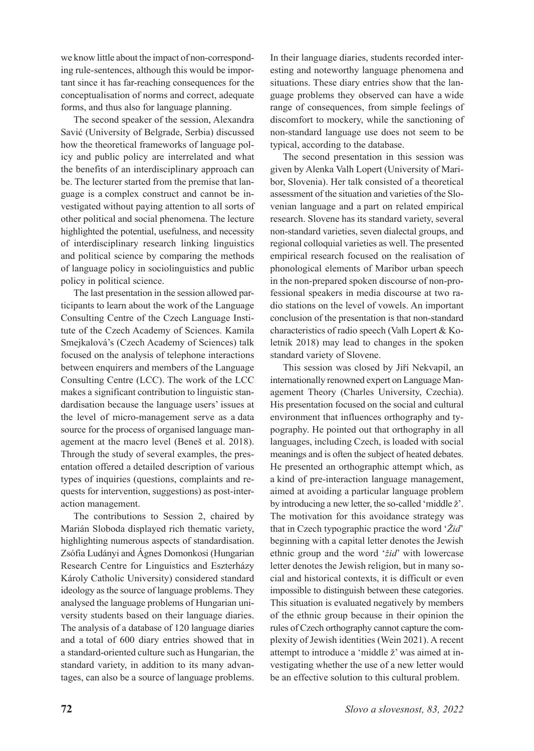we know little about the impact of non-corresponding rule-sentences, although this would be important since it has far-reaching consequences for the conceptualisation of norms and correct, adequate forms, and thus also for language planning.

The second speaker of the session, Alexandra Savić (University of Belgrade, Serbia) discussed how the theoretical frameworks of language policy and public policy are interrelated and what the benefits of an interdisciplinary approach can be. The lecturer started from the premise that language is a complex construct and cannot be investigated without paying attention to all sorts of other political and social phenomena. The lecture highlighted the potential, usefulness, and necessity of interdisciplinary research linking linguistics and political science by comparing the methods of language policy in sociolinguistics and public policy in political science.

The last presentation in the session allowed participants to learn about the work of the Language Consulting Centre of the Czech Language Institute of the Czech Academy of Sciences. Kamila Smejkalová's (Czech Academy of Sciences) talk focused on the analysis of telephone interactions between enquirers and members of the Language Consulting Centre (LCC). The work of the LCC makes a significant contribution to linguistic standardisation because the language users' issues at the level of micro-management serve as a data source for the process of organised language management at the macro level (Beneš et al. 2018). Through the study of several examples, the presentation offered a detailed description of various types of inquiries (questions, complaints and requests for intervention, suggestions) as post-interaction management.

The contributions to Session 2, chaired by Marián Sloboda displayed rich thematic variety, highlighting numerous aspects of standardisation. Zsófia Ludányi and Ágnes Domonkosi (Hungarian Research Centre for Linguistics and Eszterházy Károly Catholic University) considered standard ideology as the source of language problems. They analysed the language problems of Hungarian university students based on their language diaries. The analysis of a database of 120 language diaries and a total of 600 diary entries showed that in a standard-oriented culture such as Hungarian, the standard variety, in addition to its many advantages, can also be a source of language problems. In their language diaries, students recorded interesting and noteworthy language phenomena and situations. These diary entries show that the language problems they observed can have a wide range of consequences, from simple feelings of discomfort to mockery, while the sanctioning of non-standard language use does not seem to be typical, according to the database.

The second presentation in this session was given by Alenka Valh Lopert (University of Maribor, Slovenia). Her talk consisted of a theoretical assessment of the situation and varieties of the Slovenian language and a part on related empirical research. Slovene has its standard variety, several non-standard varieties, seven dialectal groups, and regional colloquial varieties as well. The presented empirical research focused on the realisation of phonological elements of Maribor urban speech in the non-prepared spoken discourse of non-professional speakers in media discourse at two radio stations on the level of vowels. An important conclusion of the presentation is that non-standard characteristics of radio speech (Valh Lopert & Koletnik 2018) may lead to changes in the spoken standard variety of Slovene.

This session was closed by Jiří Nekvapil, an internationally renowned expert on Language Management Theory (Charles University, Czechia). His presentation focused on the social and cultural environment that influences orthography and typography. He pointed out that orthography in all languages, including Czech, is loaded with social meanings and is often the subject of heated debates. He presented an orthographic attempt which, as a kind of pre-interaction language management, aimed at avoiding a particular language problem by introducing a new letter, the so-called 'middle ž'. The motivation for this avoidance strategy was that in Czech typographic practice the word '*Žid*' beginning with a capital letter denotes the Jewish ethnic group and the word '*žid*' with lowercase letter denotes the Jewish religion, but in many social and historical contexts, it is difficult or even impossible to distinguish between these categories. This situation is evaluated negatively by members of the ethnic group because in their opinion the rules of Czech orthography cannot capture the complexity of Jewish identities (Wein 2021). A recent attempt to introduce a 'middle ž' was aimed at investigating whether the use of a new letter would be an effective solution to this cultural problem.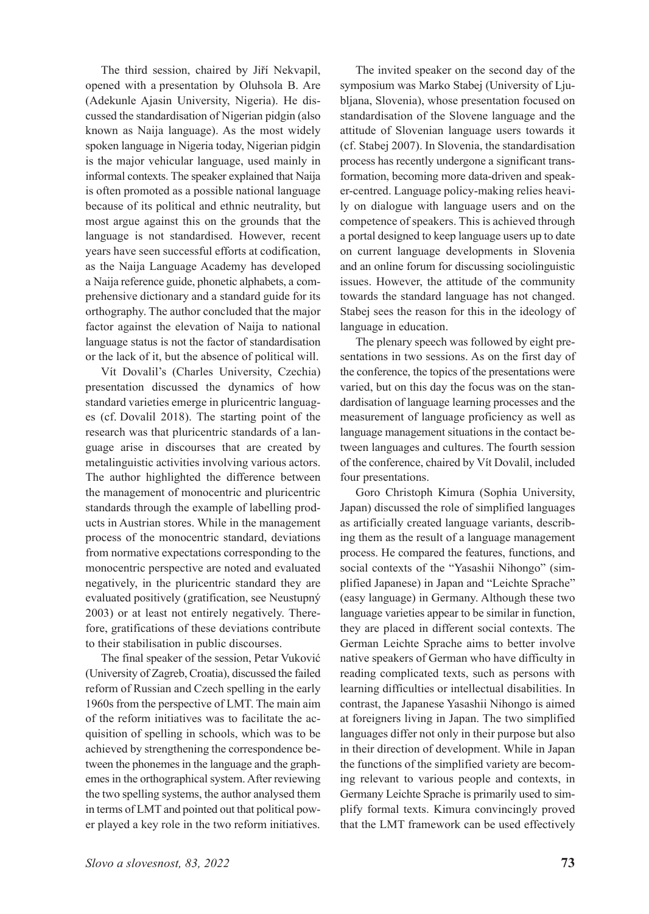The third session, chaired by Jiří Nekvapil, opened with a presentation by Oluhsola B. Are (Adekunle Ajasin University, Nigeria). He discussed the standardisation of Nigerian pidgin (also known as Naija language). As the most widely spoken language in Nigeria today, Nigerian pidgin is the major vehicular language, used mainly in informal contexts. The speaker explained that Naija is often promoted as a possible national language because of its political and ethnic neutrality, but most argue against this on the grounds that the language is not standardised. However, recent years have seen successful efforts at codification, as the Naija Language Academy has developed a Naija reference guide, phonetic alphabets, a comprehensive dictionary and a standard guide for its orthography. The author concluded that the major factor against the elevation of Naija to national language status is not the factor of standardisation or the lack of it, but the absence of political will.

Vít Dovalil's (Charles University, Czechia) presentation discussed the dynamics of how standard varieties emerge in pluricentric languages (cf. Dovalil 2018). The starting point of the research was that pluricentric standards of a language arise in discourses that are created by metalinguistic activities involving various actors. The author highlighted the difference between the management of monocentric and pluricentric standards through the example of labelling products in Austrian stores. While in the management process of the monocentric standard, deviations from normative expectations corresponding to the monocentric perspective are noted and evaluated negatively, in the pluricentric standard they are evaluated positively (gratification, see Neustupný 2003) or at least not entirely negatively. Therefore, gratifications of these deviations contribute to their stabilisation in public discourses.

The final speaker of the session, Petar Vuković (University of Zagreb, Croatia), discussed the failed reform of Russian and Czech spelling in the early 1960s from the perspective of LMT. The main aim of the reform initiatives was to facilitate the acquisition of spelling in schools, which was to be achieved by strengthening the correspondence between the phonemes in the language and the graphemes in the orthographical system. After reviewing the two spelling systems, the author analysed them in terms of LMT and pointed out that political power played a key role in the two reform initiatives.

The invited speaker on the second day of the symposium was Marko Stabej (University of Ljubljana, Slovenia), whose presentation focused on standardisation of the Slovene language and the attitude of Slovenian language users towards it (cf. Stabej 2007). In Slovenia, the standardisation process has recently undergone a significant transformation, becoming more data-driven and speaker-centred. Language policy-making relies heavily on dialogue with language users and on the competence of speakers. This is achieved through a portal designed to keep language users up to date on current language developments in Slovenia and an online forum for discussing sociolinguistic issues. However, the attitude of the community towards the standard language has not changed. Stabej sees the reason for this in the ideology of language in education.

The plenary speech was followed by eight presentations in two sessions. As on the first day of the conference, the topics of the presentations were varied, but on this day the focus was on the standardisation of language learning processes and the measurement of language proficiency as well as language management situations in the contact between languages and cultures. The fourth session of the conference, chaired by Vít Dovalil, included four presentations.

Goro Christoph Kimura (Sophia University, Japan) discussed the role of simplified languages as artificially created language variants, describing them as the result of a language management process. He compared the features, functions, and social contexts of the "Yasashii Nihongo" (simplified Japanese) in Japan and "Leichte Sprache" (easy language) in Germany. Although these two language varieties appear to be similar in function, they are placed in different social contexts. The German Leichte Sprache aims to better involve native speakers of German who have difficulty in reading complicated texts, such as persons with learning difficulties or intellectual disabilities. In contrast, the Japanese Yasashii Nihongo is aimed at foreigners living in Japan. The two simplified languages differ not only in their purpose but also in their direction of development. While in Japan the functions of the simplified variety are becoming relevant to various people and contexts, in Germany Leichte Sprache is primarily used to simplify formal texts. Kimura convincingly proved that the LMT framework can be used effectively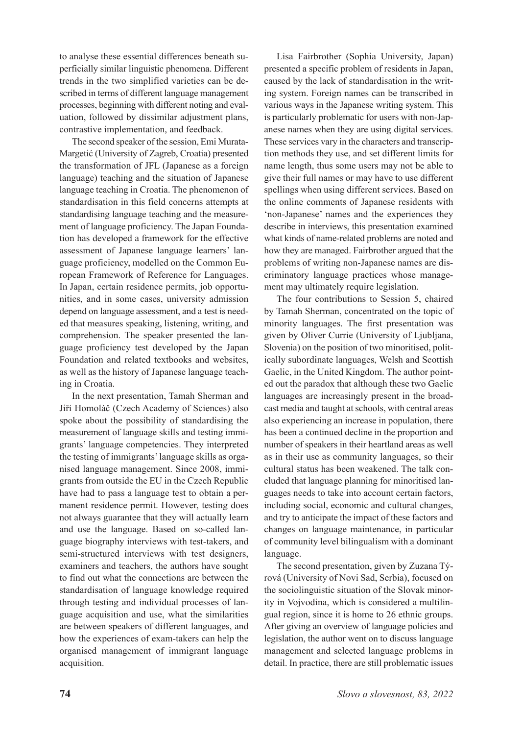to analyse these essential differences beneath superficially similar linguistic phenomena. Different trends in the two simplified varieties can be described in terms of different language management processes, beginning with different noting and evaluation, followed by dissimilar adjustment plans, contrastive implementation, and feedback.

The second speaker of the session, Emi Murata-Margetić (University of Zagreb, Croatia) presented the transformation of JFL (Japanese as a foreign language) teaching and the situation of Japanese language teaching in Croatia. The phenomenon of standardisation in this field concerns attempts at standardising language teaching and the measurement of language proficiency. The Japan Foundation has developed a framework for the effective assessment of Japanese language learners' language proficiency, modelled on the Common European Framework of Reference for Languages. In Japan, certain residence permits, job opportunities, and in some cases, university admission depend on language assessment, and a test is needed that measures speaking, listening, writing, and comprehension. The speaker presented the language proficiency test developed by the Japan Foundation and related textbooks and websites, as well as the history of Japanese language teaching in Croatia.

In the next presentation, Tamah Sherman and Jiří Homoláč (Czech Academy of Sciences) also spoke about the possibility of standardising the measurement of language skills and testing immigrants' language competencies. They interpreted the testing of immigrants' language skills as organised language management. Since 2008, immigrants from outside the EU in the Czech Republic have had to pass a language test to obtain a permanent residence permit. However, testing does not always guarantee that they will actually learn and use the language. Based on so-called language biography interviews with test-takers, and semi-structured interviews with test designers, examiners and teachers, the authors have sought to find out what the connections are between the standardisation of language knowledge required through testing and individual processes of language acquisition and use, what the similarities are between speakers of different languages, and how the experiences of exam-takers can help the organised management of immigrant language acquisition.

Lisa Fairbrother (Sophia University, Japan) presented a specific problem of residents in Japan, caused by the lack of standardisation in the writing system. Foreign names can be transcribed in various ways in the Japanese writing system. This is particularly problematic for users with non-Japanese names when they are using digital services. These services vary in the characters and transcription methods they use, and set different limits for name length, thus some users may not be able to give their full names or may have to use different spellings when using different services. Based on the online comments of Japanese residents with 'non-Japanese' names and the experiences they describe in interviews, this presentation examined what kinds of name-related problems are noted and how they are managed. Fairbrother argued that the problems of writing non-Japanese names are discriminatory language practices whose management may ultimately require legislation.

The four contributions to Session 5, chaired by Tamah Sherman, concentrated on the topic of minority languages. The first presentation was given by Oliver Currie (University of Ljubljana, Slovenia) on the position of two minoritised, politically subordinate languages, Welsh and Scottish Gaelic, in the United Kingdom. The author pointed out the paradox that although these two Gaelic languages are increasingly present in the broadcast media and taught at schools, with central areas also experiencing an increase in population, there has been a continued decline in the proportion and number of speakers in their heartland areas as well as in their use as community languages, so their cultural status has been weakened. The talk concluded that language planning for minoritised languages needs to take into account certain factors, including social, economic and cultural changes, and try to anticipate the impact of these factors and changes on language maintenance, in particular of community level bilingualism with a dominant language.

The second presentation, given by Zuzana Týrová (University of Novi Sad, Serbia), focused on the sociolinguistic situation of the Slovak minority in Vojvodina, which is considered a multilingual region, since it is home to 26 ethnic groups. After giving an overview of language policies and legislation, the author went on to discuss language management and selected language problems in detail. In practice, there are still problematic issues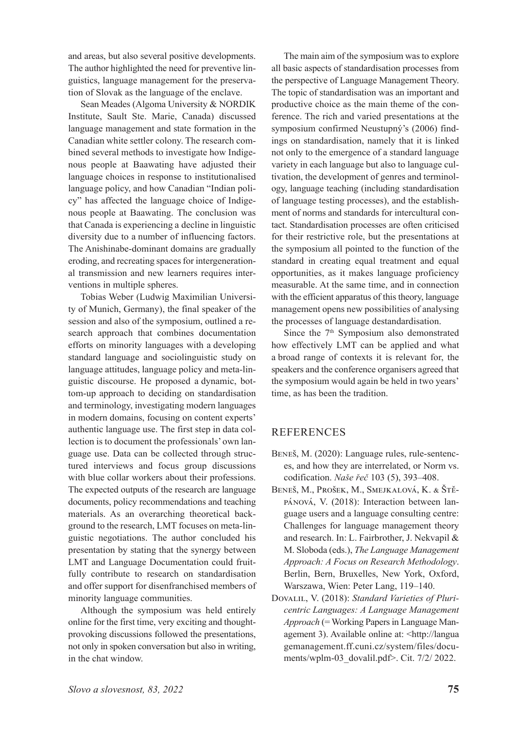and areas, but also several positive developments. The author highlighted the need for preventive linguistics, language management for the preservation of Slovak as the language of the enclave.

Sean Meades (Algoma University & NORDIK Institute, Sault Ste. Marie, Canada) discussed language management and state formation in the Canadian white settler colony. The research combined several methods to investigate how Indigenous people at Baawating have adjusted their language choices in response to institutionalised language policy, and how Canadian "Indian policy" has affected the language choice of Indigenous people at Baawating. The conclusion was that Canada is experiencing a decline in linguistic diversity due to a number of influencing factors. The Anishinabe-dominant domains are gradually eroding, and recreating spaces for intergenerational transmission and new learners requires interventions in multiple spheres.

Tobias Weber (Ludwig Maximilian University of Munich, Germany), the final speaker of the session and also of the symposium, outlined a research approach that combines documentation efforts on minority languages with a developing standard language and sociolinguistic study on language attitudes, language policy and meta-linguistic discourse. He proposed a dynamic, bottom-up approach to deciding on standardisation and terminology, investigating modern languages in modern domains, focusing on content experts' authentic language use. The first step in data collection is to document the professionals' own language use. Data can be collected through structured interviews and focus group discussions with blue collar workers about their professions. The expected outputs of the research are language documents, policy recommendations and teaching materials. As an overarching theoretical background to the research, LMT focuses on meta-linguistic negotiations. The author concluded his presentation by stating that the synergy between LMT and Language Documentation could fruitfully contribute to research on standardisation and offer support for disenfranchised members of minority language communities.

Although the symposium was held entirely online for the first time, very exciting and thought-provoking discussions followed the presentations, not only in spoken conversation but also in writing, in the chat window.

The main aim of the symposium was to explore all basic aspects of standardisation processes from the perspective of Language Management Theory. The topic of standardisation was an important and productive choice as the main theme of the conference. The rich and varied presentations at the symposium confirmed Neustupný's (2006) findings on standardisation, namely that it is linked not only to the emergence of a standard language variety in each language but also to language cultivation, the development of genres and terminology, language teaching (including standardisation of language testing processes), and the establishment of norms and standards for intercultural contact. Standardisation processes are often criticised for their restrictive role, but the presentations at the symposium all pointed to the function of the standard in creating equal treatment and equal opportunities, as it makes language proficiency measurable. At the same time, and in connection with the efficient apparatus of this theory, language management opens new possibilities of analysing the processes of language destandardisation.

Since the 7th Symposium also demonstrated how effectively LMT can be applied and what a broad range of contexts it is relevant for, the speakers and the conference organisers agreed that the symposium would again be held in two years' time, as has been the tradition.

## REFERENCES

Beneš, M. (2020): Language rules, rule-sentences, and how they are interrelated, or Norm vs. codification. *Naše řeč* 103 (5), 393–408.

Beneš, M., Prošek, M., Smejkalová, K. & Štěpánová, V. (2018): Interaction between language users and a language consulting centre: Challenges for language management theory and research. In: L. Fairbrother, J. Nekvapil & M. Sloboda (eds.), *The Language Management Approach: A Focus on Research Methodology*. Berlin, Bern, Bruxelles, New York, Oxford, Warszawa, Wien: Peter Lang, 119–140.

Dovalil, V. (2018): *Standard Varieties of Pluricentric Languages: A Language Management Approach* (= Working Papers in Language Management 3). Available online at: <http://languagemanagement.ff.cuni.cz/system/files/documents/wplm-03_dovalil.pdf>. Cit. 7/2/ 2022.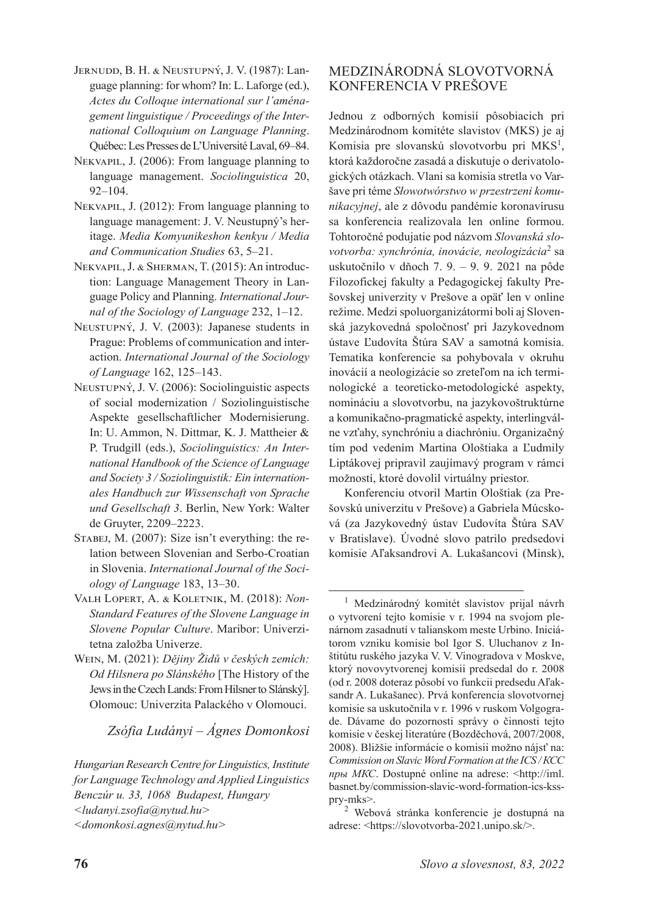Jernudd, B. H. & Neustupný, J. V. (1987): Language planning: for whom? In: L. Laforge (ed.), *Actes du Colloque international sur l'aménagement linguistique / Proceedings of the International Colloquium on Language Planning*. Québec: Les Presses de L'Université Laval, 69–84.

Nekvapil, J. (2006): From language planning to language management. *Sociolinguistica* 20, 92–104.

Nekvapil, J. (2012): From language planning to language management: J. V. Neustupný's heritage. *Media Komyunikeshon kenkyu / Media and Communication Studies* 63, 5–21.

Nekvapil, J. & Sherman, T. (2015): An introduction: Language Management Theory in Language Policy and Planning. *International Journal of the Sociology of Language* 232, 1–12.

Neustupný, J. V. (2003): Japanese students in Prague: Problems of communication and interaction. *International Journal of the Sociology of Language* 162, 125–143.

Neustupný, J. V. (2006): Sociolinguistic aspects of social modernization / Soziolinguistische Aspekte gesellschaftlicher Modernisierung. In: U. Ammon, N. Dittmar, K. J. Mattheier & P. Trudgill (eds.), *Sociolinguistics: An International Handbook of the Science of Language and Society 3 / Soziolinguistik: Ein internationales Handbuch zur Wissenschaft von Sprache und Gesellschaft 3*. Berlin, New York: Walter de Gruyter, 2209–2223.

Stabej, M. (2007): Size isn't everything: the relation between Slovenian and Serbo-Croatian in Slovenia. *International Journal of the Sociology of Language* 183, 13–30.

Valh Lopert, A. & Koletnik, M. (2018): *Non-Standard Features of the Slovene Language in Slovene Popular Culture*. Maribor: Univerzitetna založba Univerze.

Wein, M. (2021): *Dějiny Židů v českých zemích: Od Hilsnera po Slánského* [The History of the Jews in the Czech Lands: From Hilsner to Slánský]. Olomouc: Univerzita Palackého v Olomouci.

*Zsófia Ludányi – Ágnes Domonkosi*

*Hungarian Research Centre for Linguistics, Institute for Language Technology and Applied Linguistics*
*Benczúr u. 33, 1068 Budapest, Hungary*
*<ludanyi.zsofia@nytud.hu>*
*<domonkosi.agnes@nytud.hu>*

## MEDZINÁRODNÁ SLOVOTVORNÁ KONFERENCIA V PREŠOVE

Jednou z odborných komisií pôsobiacich pri Medzinárodnom komitéte slavistov (MKS) je aj Komisia pre slovanskú slovotvorbu pri MKS[1], ktorá každoročne zasadá a diskutuje o derivatologických otázkach. Vlani sa komisia stretla vo Varšave pri téme *Słowotwórstwo w przestrzeni komunikacyjnej*, ale z dôvodu pandémie koronavírusu sa konferencia realizovala len online formou. Tohtoročné podujatie pod názvom *Slovanská slovotvorba: synchrónia, inovácie, neologizácia*[2] sa uskutočnilo v dňoch 7. 9. – 9. 9. 2021 na pôde Filozofickej fakulty a Pedagogickej fakulty Prešovskej univerzity v Prešove a opäť len v online režime. Medzi spoluorganizátormi boli aj Slovenská jazykovedná spoločnosť pri Jazykovednom ústave Ľudovíta Štúra SAV a samotná komisia. Tematika konferencie sa pohybovala v okruhu inovácií a neologizácie so zreteľom na ich terminologické a teoreticko-metodologické aspekty, nomináciu a slovotvorbu, na jazykovoštruktúrne a komunikačno-pragmatické aspekty, interlingválne vzťahy, synchróniu a diachróniu. Organizačný tím pod vedením Martina Ološtiaka a Ľudmily Liptákovej pripravil zaujímavý program v rámci možností, ktoré dovolil virtuálny priestor.

Konferenciu otvoril Martin Ološtiak (za Prešovskú univerzitu v Prešove) a Gabriela Múcsková (za Jazykovedný ústav Ľudovíta Štúra SAV v Bratislave). Úvodné slovo patrilo predsedovi komisie Aľaksandrovi A. Lukašancovi (Minsk),

---

[1] Medzinárodný komitét slavistov prijal návrh o vytvorení tejto komisie v r. 1994 na svojom plenárnom zasadnutí v talianskom meste Urbino. Iniciátorom vzniku komisie bol Igor S. Uluchanov z Inštitútu ruského jazyka V. V. Vinogradova v Moskve, ktorý novovytvorenej komisii predsedal do r. 2008 (od r. 2008 doteraz pôsobí vo funkcii predsedu Aľaksandr A. Lukašanec). Prvá konferencia slovotvornej komisie sa uskutočnila v r. 1996 v ruskom Volgograde. Dávame do pozornosti správy o činnosti tejto komisie v českej literatúre (Bozděchová, 2007/2008, 2008). Bližšie informácie o komisii možno nájsť na: *Commission on Slavic Word Formation at the ICS / KCC пры МКС*. Dostupné online na adrese: <http://iml.basnet.by/commission-slavic-word-formation-ics-ksspry-mks>.

[2] Webová stránka konferencie je dostupná na adrese: <https://slovotvorba-2021.unipo.sk/>.